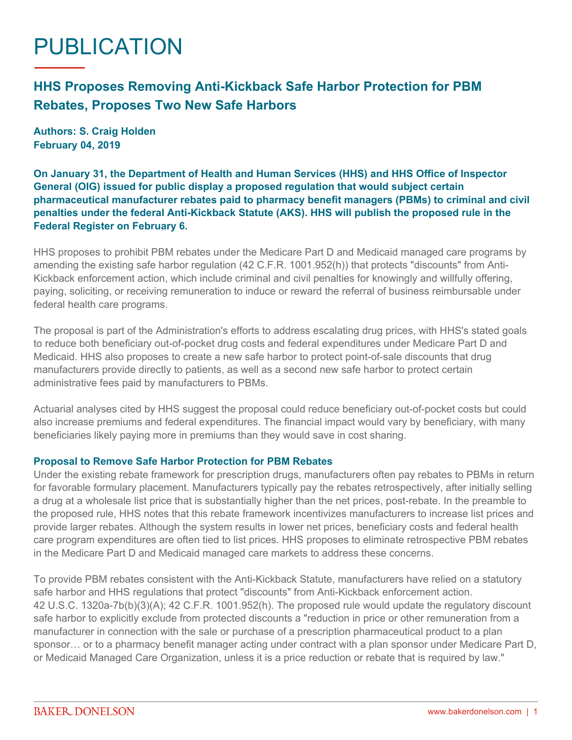# PUBLICATION

## HHS Proposes Removing Anti-Kickback Safe Harbor Protection for PBM Rebates, Proposes Two New Safe Harbors

**Authors: S. Craig Holden**
**February 04, 2019**

**On January 31, the Department of Health and Human Services (HHS) and HHS Office of Inspector General (OIG) issued for public display a proposed regulation that would subject certain pharmaceutical manufacturer rebates paid to pharmacy benefit managers (PBMs) to criminal and civil penalties under the federal Anti-Kickback Statute (AKS). HHS will publish the proposed rule in the Federal Register on February 6.**

HHS proposes to prohibit PBM rebates under the Medicare Part D and Medicaid managed care programs by amending the existing safe harbor regulation (42 C.F.R. 1001.952(h)) that protects "discounts" from Anti-Kickback enforcement action, which include criminal and civil penalties for knowingly and willfully offering, paying, soliciting, or receiving remuneration to induce or reward the referral of business reimbursable under federal health care programs.

The proposal is part of the Administration's efforts to address escalating drug prices, with HHS's stated goals to reduce both beneficiary out-of-pocket drug costs and federal expenditures under Medicare Part D and Medicaid. HHS also proposes to create a new safe harbor to protect point-of-sale discounts that drug manufacturers provide directly to patients, as well as a second new safe harbor to protect certain administrative fees paid by manufacturers to PBMs.

Actuarial analyses cited by HHS suggest the proposal could reduce beneficiary out-of-pocket costs but could also increase premiums and federal expenditures. The financial impact would vary by beneficiary, with many beneficiaries likely paying more in premiums than they would save in cost sharing.

### Proposal to Remove Safe Harbor Protection for PBM Rebates

Under the existing rebate framework for prescription drugs, manufacturers often pay rebates to PBMs in return for favorable formulary placement. Manufacturers typically pay the rebates retrospectively, after initially selling a drug at a wholesale list price that is substantially higher than the net prices, post-rebate. In the preamble to the proposed rule, HHS notes that this rebate framework incentivizes manufacturers to increase list prices and provide larger rebates. Although the system results in lower net prices, beneficiary costs and federal health care program expenditures are often tied to list prices. HHS proposes to eliminate retrospective PBM rebates in the Medicare Part D and Medicaid managed care markets to address these concerns.

To provide PBM rebates consistent with the Anti-Kickback Statute, manufacturers have relied on a statutory safe harbor and HHS regulations that protect "discounts" from Anti-Kickback enforcement action. 42 U.S.C. 1320a-7b(b)(3)(A); 42 C.F.R. 1001.952(h). The proposed rule would update the regulatory discount safe harbor to explicitly exclude from protected discounts a "reduction in price or other remuneration from a manufacturer in connection with the sale or purchase of a prescription pharmaceutical product to a plan sponsor… or to a pharmacy benefit manager acting under contract with a plan sponsor under Medicare Part D, or Medicaid Managed Care Organization, unless it is a price reduction or rebate that is required by law."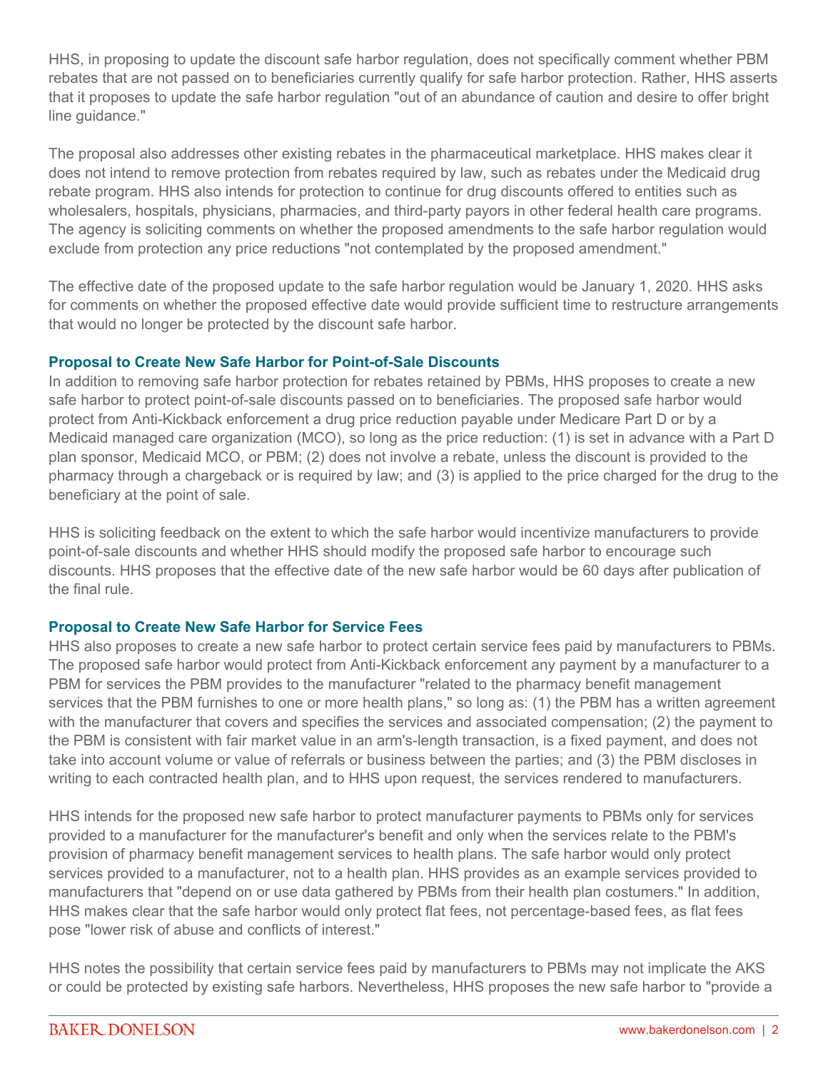HHS, in proposing to update the discount safe harbor regulation, does not specifically comment whether PBM rebates that are not passed on to beneficiaries currently qualify for safe harbor protection. Rather, HHS asserts that it proposes to update the safe harbor regulation "out of an abundance of caution and desire to offer bright line guidance."

The proposal also addresses other existing rebates in the pharmaceutical marketplace. HHS makes clear it does not intend to remove protection from rebates required by law, such as rebates under the Medicaid drug rebate program. HHS also intends for protection to continue for drug discounts offered to entities such as wholesalers, hospitals, physicians, pharmacies, and third-party payors in other federal health care programs. The agency is soliciting comments on whether the proposed amendments to the safe harbor regulation would exclude from protection any price reductions "not contemplated by the proposed amendment."

The effective date of the proposed update to the safe harbor regulation would be January 1, 2020. HHS asks for comments on whether the proposed effective date would provide sufficient time to restructure arrangements that would no longer be protected by the discount safe harbor.

### Proposal to Create New Safe Harbor for Point-of-Sale Discounts

In addition to removing safe harbor protection for rebates retained by PBMs, HHS proposes to create a new safe harbor to protect point-of-sale discounts passed on to beneficiaries. The proposed safe harbor would protect from Anti-Kickback enforcement a drug price reduction payable under Medicare Part D or by a Medicaid managed care organization (MCO), so long as the price reduction: (1) is set in advance with a Part D plan sponsor, Medicaid MCO, or PBM; (2) does not involve a rebate, unless the discount is provided to the pharmacy through a chargeback or is required by law; and (3) is applied to the price charged for the drug to the beneficiary at the point of sale.

HHS is soliciting feedback on the extent to which the safe harbor would incentivize manufacturers to provide point-of-sale discounts and whether HHS should modify the proposed safe harbor to encourage such discounts. HHS proposes that the effective date of the new safe harbor would be 60 days after publication of the final rule.

### Proposal to Create New Safe Harbor for Service Fees

HHS also proposes to create a new safe harbor to protect certain service fees paid by manufacturers to PBMs. The proposed safe harbor would protect from Anti-Kickback enforcement any payment by a manufacturer to a PBM for services the PBM provides to the manufacturer "related to the pharmacy benefit management services that the PBM furnishes to one or more health plans," so long as: (1) the PBM has a written agreement with the manufacturer that covers and specifies the services and associated compensation; (2) the payment to the PBM is consistent with fair market value in an arm's-length transaction, is a fixed payment, and does not take into account volume or value of referrals or business between the parties; and (3) the PBM discloses in writing to each contracted health plan, and to HHS upon request, the services rendered to manufacturers.

HHS intends for the proposed new safe harbor to protect manufacturer payments to PBMs only for services provided to a manufacturer for the manufacturer's benefit and only when the services relate to the PBM's provision of pharmacy benefit management services to health plans. The safe harbor would only protect services provided to a manufacturer, not to a health plan. HHS provides as an example services provided to manufacturers that "depend on or use data gathered by PBMs from their health plan costumers." In addition, HHS makes clear that the safe harbor would only protect flat fees, not percentage-based fees, as flat fees pose "lower risk of abuse and conflicts of interest."

HHS notes the possibility that certain service fees paid by manufacturers to PBMs may not implicate the AKS or could be protected by existing safe harbors. Nevertheless, HHS proposes the new safe harbor to "provide a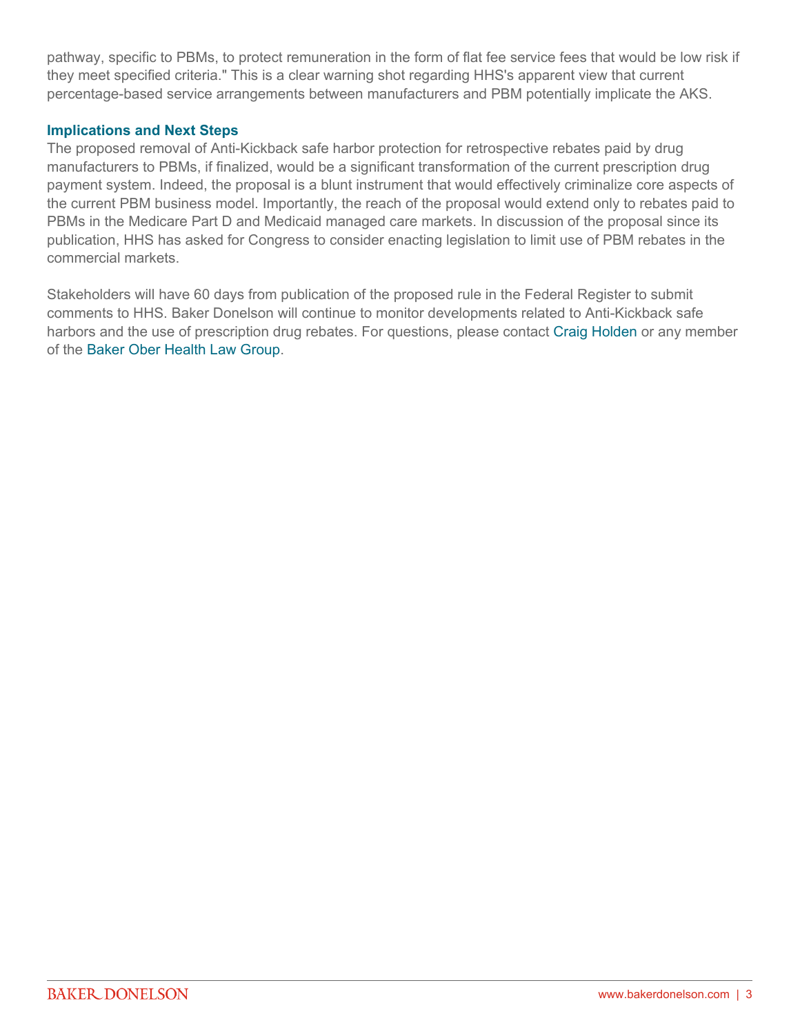pathway, specific to PBMs, to protect remuneration in the form of flat fee service fees that would be low risk if they meet specified criteria." This is a clear warning shot regarding HHS's apparent view that current percentage-based service arrangements between manufacturers and PBM potentially implicate the AKS.

### Implications and Next Steps

The proposed removal of Anti-Kickback safe harbor protection for retrospective rebates paid by drug manufacturers to PBMs, if finalized, would be a significant transformation of the current prescription drug payment system. Indeed, the proposal is a blunt instrument that would effectively criminalize core aspects of the current PBM business model. Importantly, the reach of the proposal would extend only to rebates paid to PBMs in the Medicare Part D and Medicaid managed care markets. In discussion of the proposal since its publication, HHS has asked for Congress to consider enacting legislation to limit use of PBM rebates in the commercial markets.

Stakeholders will have 60 days from publication of the proposed rule in the Federal Register to submit comments to HHS. Baker Donelson will continue to monitor developments related to Anti-Kickback safe harbors and the use of prescription drug rebates. For questions, please contact Craig Holden or any member of the Baker Ober Health Law Group.